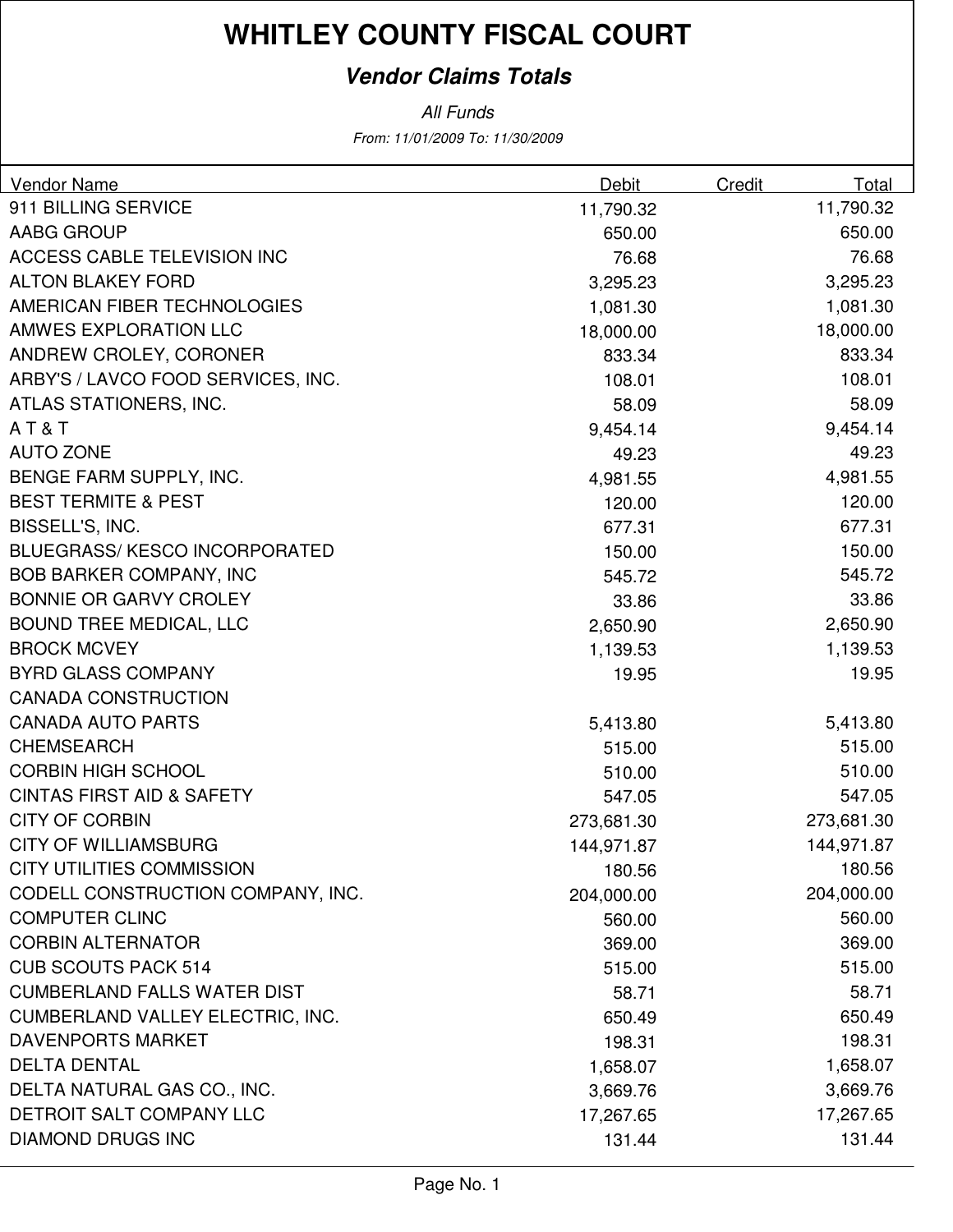# WHITLEY COUNTY FISCAL COURT

## *Vendor Claims Totals*

*All Funds*

*From: 11/01/2009 To: 11/30/2009*

| Vendor Name | Debit | Credit | Total |
|---|---|---|---|
| 911 BILLING SERVICE | 11,790.32 | | 11,790.32 |
| AABG GROUP | 650.00 | | 650.00 |
| ACCESS CABLE TELEVISION INC | 76.68 | | 76.68 |
| ALTON BLAKEY FORD | 3,295.23 | | 3,295.23 |
| AMERICAN FIBER TECHNOLOGIES | 1,081.30 | | 1,081.30 |
| AMWES EXPLORATION LLC | 18,000.00 | | 18,000.00 |
| ANDREW CROLEY, CORONER | 833.34 | | 833.34 |
| ARBY'S / LAVCO FOOD SERVICES, INC. | 108.01 | | 108.01 |
| ATLAS STATIONERS, INC. | 58.09 | | 58.09 |
| A T & T | 9,454.14 | | 9,454.14 |
| AUTO ZONE | 49.23 | | 49.23 |
| BENGE FARM SUPPLY, INC. | 4,981.55 | | 4,981.55 |
| BEST TERMITE & PEST | 120.00 | | 120.00 |
| BISSELL'S, INC. | 677.31 | | 677.31 |
| BLUEGRASS/ KESCO INCORPORATED | 150.00 | | 150.00 |
| BOB BARKER COMPANY, INC | 545.72 | | 545.72 |
| BONNIE OR GARVY CROLEY | 33.86 | | 33.86 |
| BOUND TREE MEDICAL, LLC | 2,650.90 | | 2,650.90 |
| BROCK MCVEY | 1,139.53 | | 1,139.53 |
| BYRD GLASS COMPANY | 19.95 | | 19.95 |
| CANADA CONSTRUCTION | | | |
| CANADA AUTO PARTS | 5,413.80 | | 5,413.80 |
| CHEMSEARCH | 515.00 | | 515.00 |
| CORBIN HIGH SCHOOL | 510.00 | | 510.00 |
| CINTAS FIRST AID & SAFETY | 547.05 | | 547.05 |
| CITY OF CORBIN | 273,681.30 | | 273,681.30 |
| CITY OF WILLIAMSBURG | 144,971.87 | | 144,971.87 |
| CITY UTILITIES COMMISSION | 180.56 | | 180.56 |
| CODELL CONSTRUCTION COMPANY, INC. | 204,000.00 | | 204,000.00 |
| COMPUTER CLINC | 560.00 | | 560.00 |
| CORBIN ALTERNATOR | 369.00 | | 369.00 |
| CUB SCOUTS PACK 514 | 515.00 | | 515.00 |
| CUMBERLAND FALLS WATER DIST | 58.71 | | 58.71 |
| CUMBERLAND VALLEY ELECTRIC, INC. | 650.49 | | 650.49 |
| DAVENPORTS MARKET | 198.31 | | 198.31 |
| DELTA DENTAL | 1,658.07 | | 1,658.07 |
| DELTA NATURAL GAS CO., INC. | 3,669.76 | | 3,669.76 |
| DETROIT SALT COMPANY LLC | 17,267.65 | | 17,267.65 |
| DIAMOND DRUGS INC | 131.44 | | 131.44 |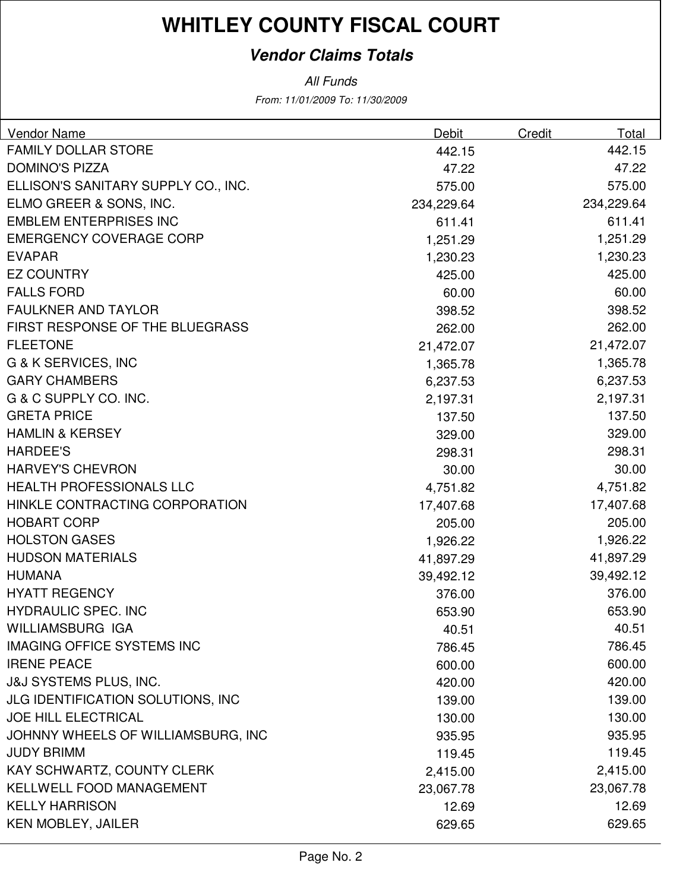# WHITLEY COUNTY FISCAL COURT

## *Vendor Claims Totals*

*All Funds*

*From: 11/01/2009 To: 11/30/2009*

| Vendor Name | Debit | Credit | Total |
|---|---|---|---|
| FAMILY DOLLAR STORE | 442.15 | | 442.15 |
| DOMINO'S PIZZA | 47.22 | | 47.22 |
| ELLISON'S SANITARY SUPPLY CO., INC. | 575.00 | | 575.00 |
| ELMO GREER & SONS, INC. | 234,229.64 | | 234,229.64 |
| EMBLEM ENTERPRISES INC | 611.41 | | 611.41 |
| EMERGENCY COVERAGE CORP | 1,251.29 | | 1,251.29 |
| EVAPAR | 1,230.23 | | 1,230.23 |
| EZ COUNTRY | 425.00 | | 425.00 |
| FALLS FORD | 60.00 | | 60.00 |
| FAULKNER AND TAYLOR | 398.52 | | 398.52 |
| FIRST RESPONSE OF THE BLUEGRASS | 262.00 | | 262.00 |
| FLEETONE | 21,472.07 | | 21,472.07 |
| G & K SERVICES, INC | 1,365.78 | | 1,365.78 |
| GARY CHAMBERS | 6,237.53 | | 6,237.53 |
| G & C SUPPLY CO. INC. | 2,197.31 | | 2,197.31 |
| GRETA PRICE | 137.50 | | 137.50 |
| HAMLIN & KERSEY | 329.00 | | 329.00 |
| HARDEE'S | 298.31 | | 298.31 |
| HARVEY'S CHEVRON | 30.00 | | 30.00 |
| HEALTH PROFESSIONALS LLC | 4,751.82 | | 4,751.82 |
| HINKLE CONTRACTING CORPORATION | 17,407.68 | | 17,407.68 |
| HOBART CORP | 205.00 | | 205.00 |
| HOLSTON GASES | 1,926.22 | | 1,926.22 |
| HUDSON MATERIALS | 41,897.29 | | 41,897.29 |
| HUMANA | 39,492.12 | | 39,492.12 |
| HYATT REGENCY | 376.00 | | 376.00 |
| HYDRAULIC SPEC. INC | 653.90 | | 653.90 |
| WILLIAMSBURG IGA | 40.51 | | 40.51 |
| IMAGING OFFICE SYSTEMS INC | 786.45 | | 786.45 |
| IRENE PEACE | 600.00 | | 600.00 |
| J&J SYSTEMS PLUS, INC. | 420.00 | | 420.00 |
| JLG IDENTIFICATION SOLUTIONS, INC | 139.00 | | 139.00 |
| JOE HILL ELECTRICAL | 130.00 | | 130.00 |
| JOHNNY WHEELS OF WILLIAMSBURG, INC | 935.95 | | 935.95 |
| JUDY BRIMM | 119.45 | | 119.45 |
| KAY SCHWARTZ, COUNTY CLERK | 2,415.00 | | 2,415.00 |
| KELLWELL FOOD MANAGEMENT | 23,067.78 | | 23,067.78 |
| KELLY HARRISON | 12.69 | | 12.69 |
| KEN MOBLEY, JAILER | 629.65 | | 629.65 |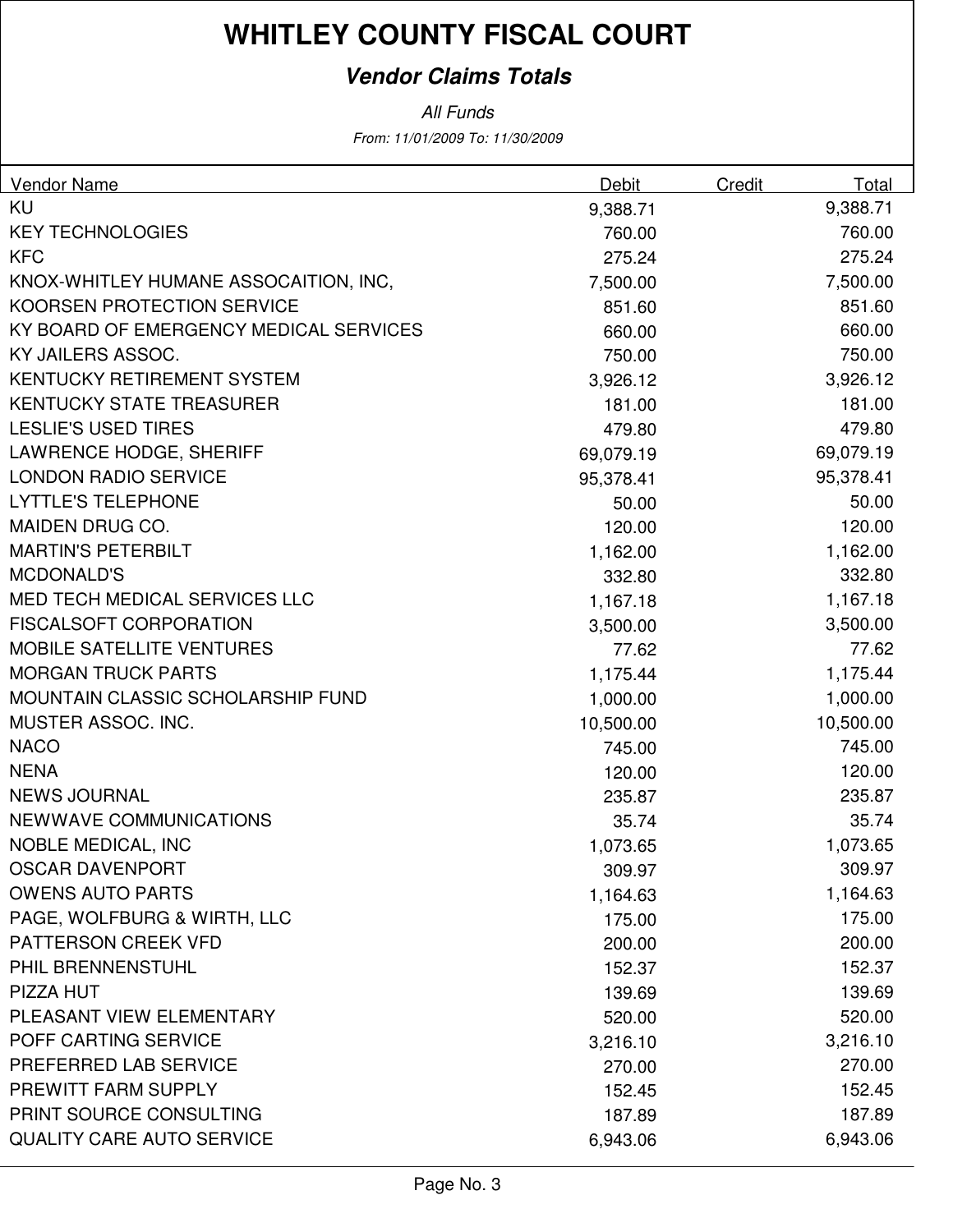# WHITLEY COUNTY FISCAL COURT

## *Vendor Claims Totals*

*All Funds*

*From: 11/01/2009 To: 11/30/2009*

| Vendor Name | Debit | Credit | Total |
|---|---|---|---|
| KU | 9,388.71 | | 9,388.71 |
| KEY TECHNOLOGIES | 760.00 | | 760.00 |
| KFC | 275.24 | | 275.24 |
| KNOX-WHITLEY HUMANE ASSOCAITION, INC, | 7,500.00 | | 7,500.00 |
| KOORSEN PROTECTION SERVICE | 851.60 | | 851.60 |
| KY BOARD OF EMERGENCY MEDICAL SERVICES | 660.00 | | 660.00 |
| KY JAILERS ASSOC. | 750.00 | | 750.00 |
| KENTUCKY RETIREMENT SYSTEM | 3,926.12 | | 3,926.12 |
| KENTUCKY STATE TREASURER | 181.00 | | 181.00 |
| LESLIE'S USED TIRES | 479.80 | | 479.80 |
| LAWRENCE HODGE, SHERIFF | 69,079.19 | | 69,079.19 |
| LONDON RADIO SERVICE | 95,378.41 | | 95,378.41 |
| LYTTLE'S TELEPHONE | 50.00 | | 50.00 |
| MAIDEN DRUG CO. | 120.00 | | 120.00 |
| MARTIN'S PETERBILT | 1,162.00 | | 1,162.00 |
| MCDONALD'S | 332.80 | | 332.80 |
| MED TECH MEDICAL SERVICES LLC | 1,167.18 | | 1,167.18 |
| FISCALSOFT CORPORATION | 3,500.00 | | 3,500.00 |
| MOBILE SATELLITE VENTURES | 77.62 | | 77.62 |
| MORGAN TRUCK PARTS | 1,175.44 | | 1,175.44 |
| MOUNTAIN CLASSIC SCHOLARSHIP FUND | 1,000.00 | | 1,000.00 |
| MUSTER ASSOC. INC. | 10,500.00 | | 10,500.00 |
| NACO | 745.00 | | 745.00 |
| NENA | 120.00 | | 120.00 |
| NEWS JOURNAL | 235.87 | | 235.87 |
| NEWWAVE COMMUNICATIONS | 35.74 | | 35.74 |
| NOBLE MEDICAL, INC | 1,073.65 | | 1,073.65 |
| OSCAR DAVENPORT | 309.97 | | 309.97 |
| OWENS AUTO PARTS | 1,164.63 | | 1,164.63 |
| PAGE, WOLFBURG & WIRTH, LLC | 175.00 | | 175.00 |
| PATTERSON CREEK VFD | 200.00 | | 200.00 |
| PHIL BRENNENSTUHL | 152.37 | | 152.37 |
| PIZZA HUT | 139.69 | | 139.69 |
| PLEASANT VIEW ELEMENTARY | 520.00 | | 520.00 |
| POFF CARTING SERVICE | 3,216.10 | | 3,216.10 |
| PREFERRED LAB SERVICE | 270.00 | | 270.00 |
| PREWITT FARM SUPPLY | 152.45 | | 152.45 |
| PRINT SOURCE CONSULTING | 187.89 | | 187.89 |
| QUALITY CARE AUTO SERVICE | 6,943.06 | | 6,943.06 |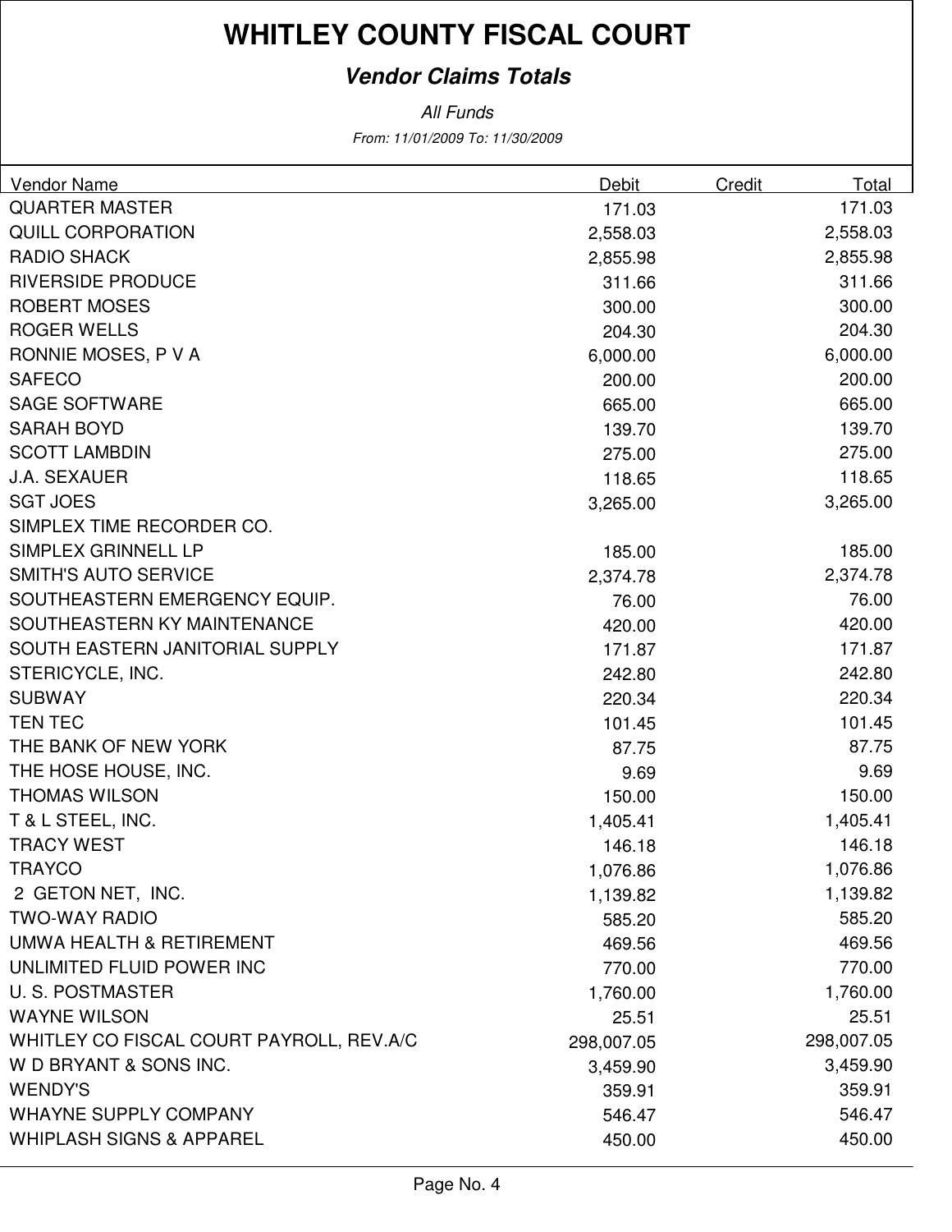# WHITLEY COUNTY FISCAL COURT

## *Vendor Claims Totals*

*All Funds*

*From: 11/01/2009 To: 11/30/2009*

| Vendor Name | Debit | Credit | Total |
|---|---|---|---|
| QUARTER MASTER | 171.03 | | 171.03 |
| QUILL CORPORATION | 2,558.03 | | 2,558.03 |
| RADIO SHACK | 2,855.98 | | 2,855.98 |
| RIVERSIDE PRODUCE | 311.66 | | 311.66 |
| ROBERT MOSES | 300.00 | | 300.00 |
| ROGER WELLS | 204.30 | | 204.30 |
| RONNIE MOSES, P V A | 6,000.00 | | 6,000.00 |
| SAFECO | 200.00 | | 200.00 |
| SAGE SOFTWARE | 665.00 | | 665.00 |
| SARAH BOYD | 139.70 | | 139.70 |
| SCOTT LAMBDIN | 275.00 | | 275.00 |
| J.A. SEXAUER | 118.65 | | 118.65 |
| SGT JOES | 3,265.00 | | 3,265.00 |
| SIMPLEX TIME RECORDER CO. | | | |
| SIMPLEX GRINNELL LP | 185.00 | | 185.00 |
| SMITH'S AUTO SERVICE | 2,374.78 | | 2,374.78 |
| SOUTHEASTERN EMERGENCY EQUIP. | 76.00 | | 76.00 |
| SOUTHEASTERN KY MAINTENANCE | 420.00 | | 420.00 |
| SOUTH EASTERN JANITORIAL SUPPLY | 171.87 | | 171.87 |
| STERICYCLE, INC. | 242.80 | | 242.80 |
| SUBWAY | 220.34 | | 220.34 |
| TEN TEC | 101.45 | | 101.45 |
| THE BANK OF NEW YORK | 87.75 | | 87.75 |
| THE HOSE HOUSE, INC. | 9.69 | | 9.69 |
| THOMAS WILSON | 150.00 | | 150.00 |
| T & L STEEL, INC. | 1,405.41 | | 1,405.41 |
| TRACY WEST | 146.18 | | 146.18 |
| TRAYCO | 1,076.86 | | 1,076.86 |
| 2 GETON NET, INC. | 1,139.82 | | 1,139.82 |
| TWO-WAY RADIO | 585.20 | | 585.20 |
| UMWA HEALTH & RETIREMENT | 469.56 | | 469.56 |
| UNLIMITED FLUID POWER INC | 770.00 | | 770.00 |
| U. S. POSTMASTER | 1,760.00 | | 1,760.00 |
| WAYNE WILSON | 25.51 | | 25.51 |
| WHITLEY CO FISCAL COURT PAYROLL, REV.A/C | 298,007.05 | | 298,007.05 |
| W D BRYANT & SONS INC. | 3,459.90 | | 3,459.90 |
| WENDY'S | 359.91 | | 359.91 |
| WHAYNE SUPPLY COMPANY | 546.47 | | 546.47 |
| WHIPLASH SIGNS & APPAREL | 450.00 | | 450.00 |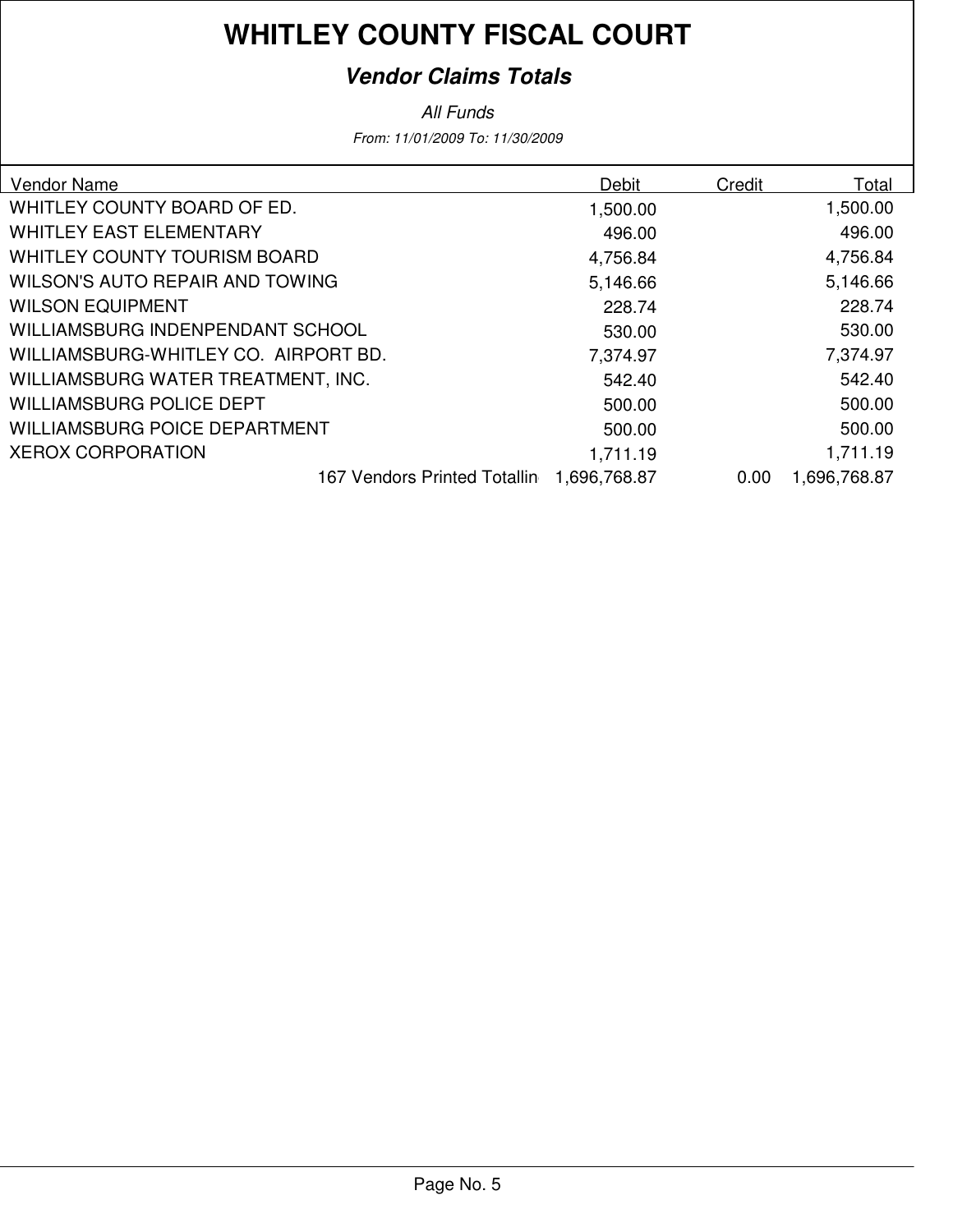# WHITLEY COUNTY FISCAL COURT

## *Vendor Claims Totals*

*All Funds*

*From: 11/01/2009 To: 11/30/2009*

| Vendor Name | Debit | Credit | Total |
|---|---|---|---|
| WHITLEY COUNTY BOARD OF ED. | 1,500.00 | | 1,500.00 |
| WHITLEY EAST ELEMENTARY | 496.00 | | 496.00 |
| WHITLEY COUNTY TOURISM BOARD | 4,756.84 | | 4,756.84 |
| WILSON'S AUTO REPAIR AND TOWING | 5,146.66 | | 5,146.66 |
| WILSON EQUIPMENT | 228.74 | | 228.74 |
| WILLIAMSBURG INDENPENDANT SCHOOL | 530.00 | | 530.00 |
| WILLIAMSBURG-WHITLEY CO. AIRPORT BD. | 7,374.97 | | 7,374.97 |
| WILLIAMSBURG WATER TREATMENT, INC. | 542.40 | | 542.40 |
| WILLIAMSBURG POLICE DEPT | 500.00 | | 500.00 |
| WILLIAMSBURG POICE DEPARTMENT | 500.00 | | 500.00 |
| XEROX CORPORATION | 1,711.19 | | 1,711.19 |
| 167 Vendors Printed Totallin | 1,696,768.87 | 0.00 | 1,696,768.87 |